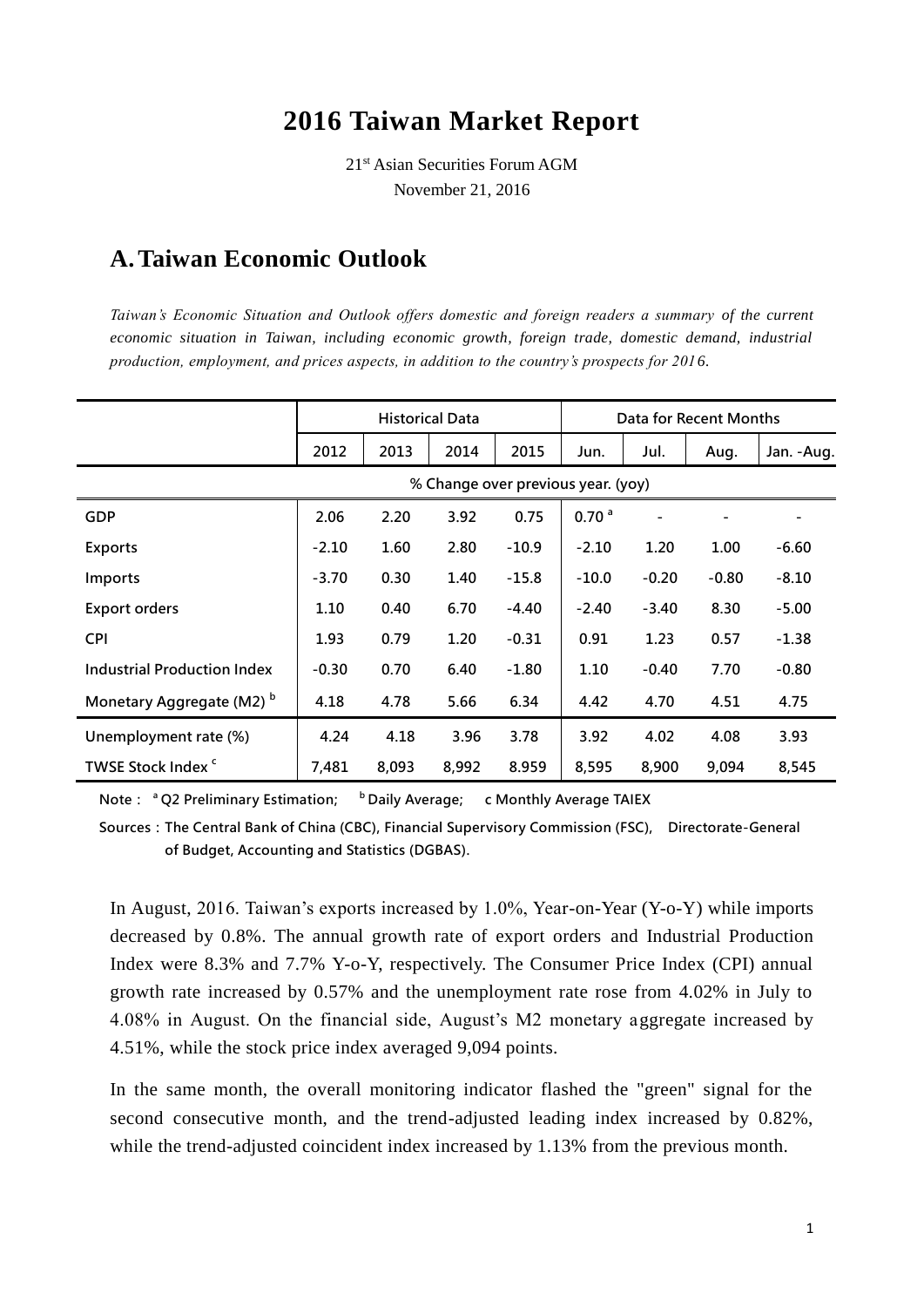# 2016 Taiwan Market Report

21st Asian Securities Forum AGM
November 21, 2016

## A. Taiwan Economic Outlook

*Taiwan's Economic Situation and Outlook offers domestic and foreign readers a summary of the current economic situation in Taiwan, including economic growth, foreign trade, domestic demand, industrial production, employment, and prices aspects, in addition to the country's prospects for 2016.*

| | Historical Data | | | | Data for Recent Months | | | |
|---|---|---|---|---|---|---|---|---|
| | 2012 | 2013 | 2014 | 2015 | Jun. | Jul. | Aug. | Jan. -Aug. |
| | % Change over previous year. (yoy) | | | | | | | |
| GDP | 2.06 | 2.20 | 3.92 | 0.75 | 0.70 [a] | - | - | - |
| Exports | -2.10 | 1.60 | 2.80 | -10.9 | -2.10 | 1.20 | 1.00 | -6.60 |
| Imports | -3.70 | 0.30 | 1.40 | -15.8 | -10.0 | -0.20 | -0.80 | -8.10 |
| Export orders | 1.10 | 0.40 | 6.70 | -4.40 | -2.40 | -3.40 | 8.30 | -5.00 |
| CPI | 1.93 | 0.79 | 1.20 | -0.31 | 0.91 | 1.23 | 0.57 | -1.38 |
| Industrial Production Index | -0.30 | 0.70 | 6.40 | -1.80 | 1.10 | -0.40 | 7.70 | -0.80 |
| Monetary Aggregate (M2) [b] | 4.18 | 4.78 | 5.66 | 6.34 | 4.42 | 4.70 | 4.51 | 4.75 |
| Unemployment rate (%) | 4.24 | 4.18 | 3.96 | 3.78 | 3.92 | 4.02 | 4.08 | 3.93 |
| TWSE Stock Index [c] | 7,481 | 8,093 | 8,992 | 8.959 | 8,595 | 8,900 | 9,094 | 8,545 |

Note： [a] Q2 Preliminary Estimation; [b] Daily Average; c Monthly Average TAIEX

Sources：The Central Bank of China (CBC), Financial Supervisory Commission (FSC), Directorate-General of Budget, Accounting and Statistics (DGBAS).

In August, 2016. Taiwan's exports increased by 1.0%, Year-on-Year (Y-o-Y) while imports decreased by 0.8%. The annual growth rate of export orders and Industrial Production Index were 8.3% and 7.7% Y-o-Y, respectively. The Consumer Price Index (CPI) annual growth rate increased by 0.57% and the unemployment rate rose from 4.02% in July to 4.08% in August. On the financial side, August's M2 monetary aggregate increased by 4.51%, while the stock price index averaged 9,094 points.

In the same month, the overall monitoring indicator flashed the "green" signal for the second consecutive month, and the trend-adjusted leading index increased by 0.82%, while the trend-adjusted coincident index increased by 1.13% from the previous month.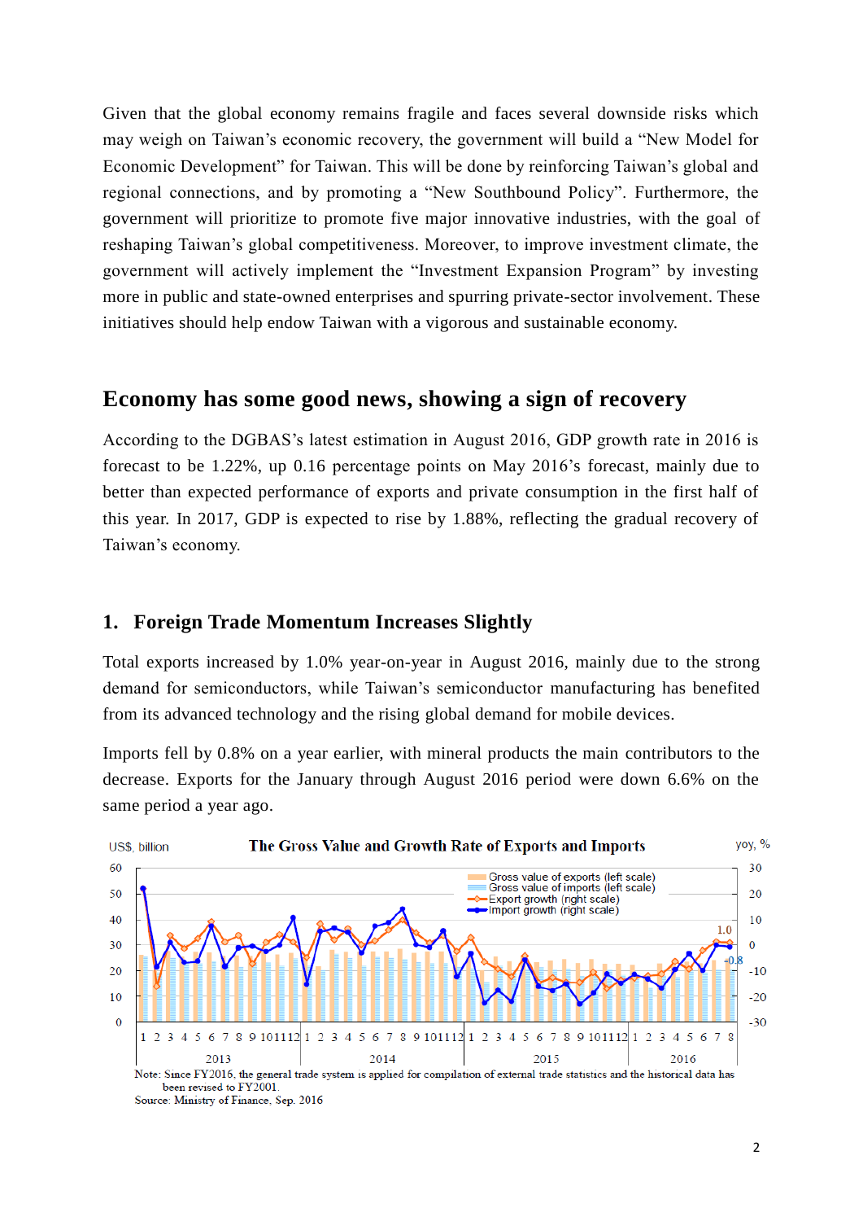Given that the global economy remains fragile and faces several downside risks which may weigh on Taiwan's economic recovery, the government will build a "New Model for Economic Development" for Taiwan. This will be done by reinforcing Taiwan's global and regional connections, and by promoting a "New Southbound Policy". Furthermore, the government will prioritize to promote five major innovative industries, with the goal of reshaping Taiwan's global competitiveness. Moreover, to improve investment climate, the government will actively implement the "Investment Expansion Program" by investing more in public and state-owned enterprises and spurring private-sector involvement. These initiatives should help endow Taiwan with a vigorous and sustainable economy.

## Economy has some good news, showing a sign of recovery

According to the DGBAS's latest estimation in August 2016, GDP growth rate in 2016 is forecast to be 1.22%, up 0.16 percentage points on May 2016's forecast, mainly due to better than expected performance of exports and private consumption in the first half of this year. In 2017, GDP is expected to rise by 1.88%, reflecting the gradual recovery of Taiwan's economy.

### 1. Foreign Trade Momentum Increases Slightly

Total exports increased by 1.0% year-on-year in August 2016, mainly due to the strong demand for semiconductors, while Taiwan's semiconductor manufacturing has benefited from its advanced technology and the rising global demand for mobile devices.

Imports fell by 0.8% on a year earlier, with mineral products the main contributors to the decrease. Exports for the January through August 2016 period were down 6.6% on the same period a year ago.

**The Gross Value and Growth Rate of Exports and Imports**

US$, billion

yoy, %

Gross value of exports (left scale)
Gross value of imports (left scale)
Export growth (right scale)
Import growth (right scale)

1.0
-0.8

2013 2014 2015 2016

Note: Since FY2016, the general trade system is applied for compilation of external trade statistics and the historical data has been revised to FY2001.

Source: Ministry of Finance, Sep. 2016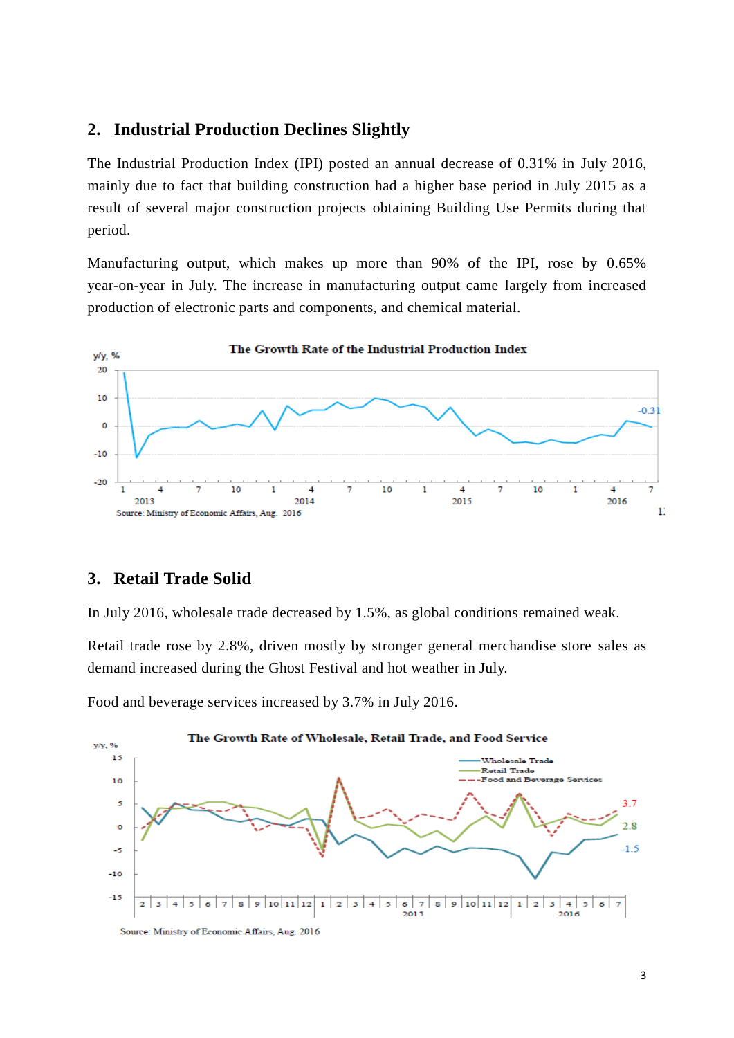## 2. Industrial Production Declines Slightly

The Industrial Production Index (IPI) posted an annual decrease of 0.31% in July 2016, mainly due to fact that building construction had a higher base period in July 2015 as a result of several major construction projects obtaining Building Use Permits during that period.

Manufacturing output, which makes up more than 90% of the IPI, rose by 0.65% year-on-year in July. The increase in manufacturing output came largely from increased production of electronic parts and components, and chemical material.

The Growth Rate of the Industrial Production Index

y/y, %

20
10
0
-10
-20

1 4 7 10 1 4 7 10 1 4 7 10 1 4 7

2013 2014 2015 2016

-0.31

Source: Ministry of Economic Affairs, Aug. 2016

## 3. Retail Trade Solid

In July 2016, wholesale trade decreased by 1.5%, as global conditions remained weak.

Retail trade rose by 2.8%, driven mostly by stronger general merchandise store sales as demand increased during the Ghost Festival and hot weather in July.

Food and beverage services increased by 3.7% in July 2016.

The Growth Rate of Wholesale, Retail Trade, and Food Service

y/y, %

15
10
5
0
-5
-10
-15

Wholesale Trade
Retail Trade
Food and Beverage Services

3.7
2.8
-1.5

2 3 4 5 6 7 8 9 10 11 12 1 2 3 4 5 6 7 8 9 10 11 12 1 2 3 4 5 6 7

2015 2016

Source: Ministry of Economic Affairs, Aug. 2016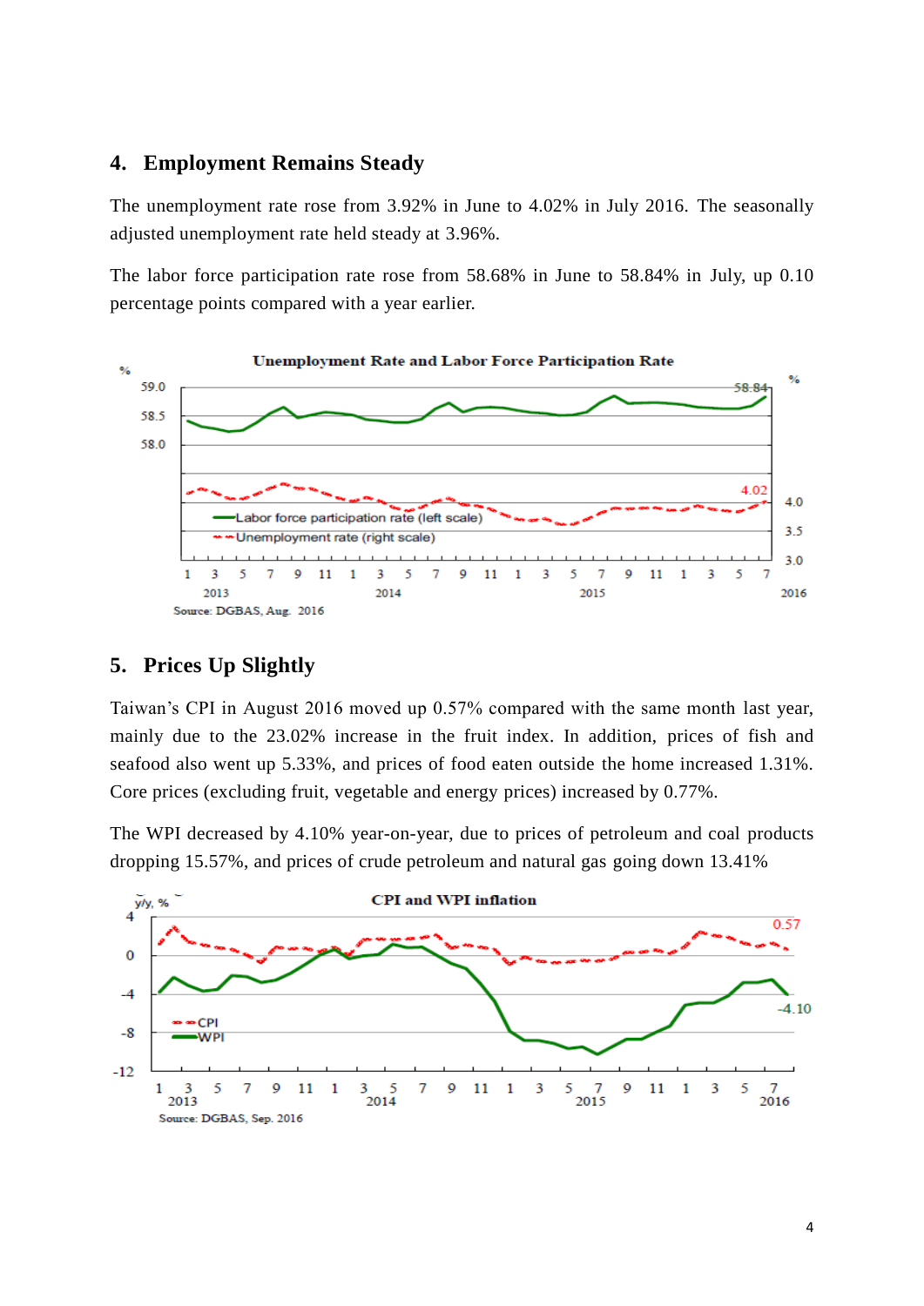## 4. Employment Remains Steady

The unemployment rate rose from 3.92% in June to 4.02% in July 2016. The seasonally adjusted unemployment rate held steady at 3.96%.

The labor force participation rate rose from 58.68% in June to 58.84% in July, up 0.10 percentage points compared with a year earlier.

**Unemployment Rate and Labor Force Participation Rate**

Source: DGBAS, Aug. 2016

## 5. Prices Up Slightly

Taiwan's CPI in August 2016 moved up 0.57% compared with the same month last year, mainly due to the 23.02% increase in the fruit index. In addition, prices of fish and seafood also went up 5.33%, and prices of food eaten outside the home increased 1.31%. Core prices (excluding fruit, vegetable and energy prices) increased by 0.77%.

The WPI decreased by 4.10% year-on-year, due to prices of petroleum and coal products dropping 15.57%, and prices of crude petroleum and natural gas going down 13.41%

**CPI and WPI inflation**

Source: DGBAS, Sep. 2016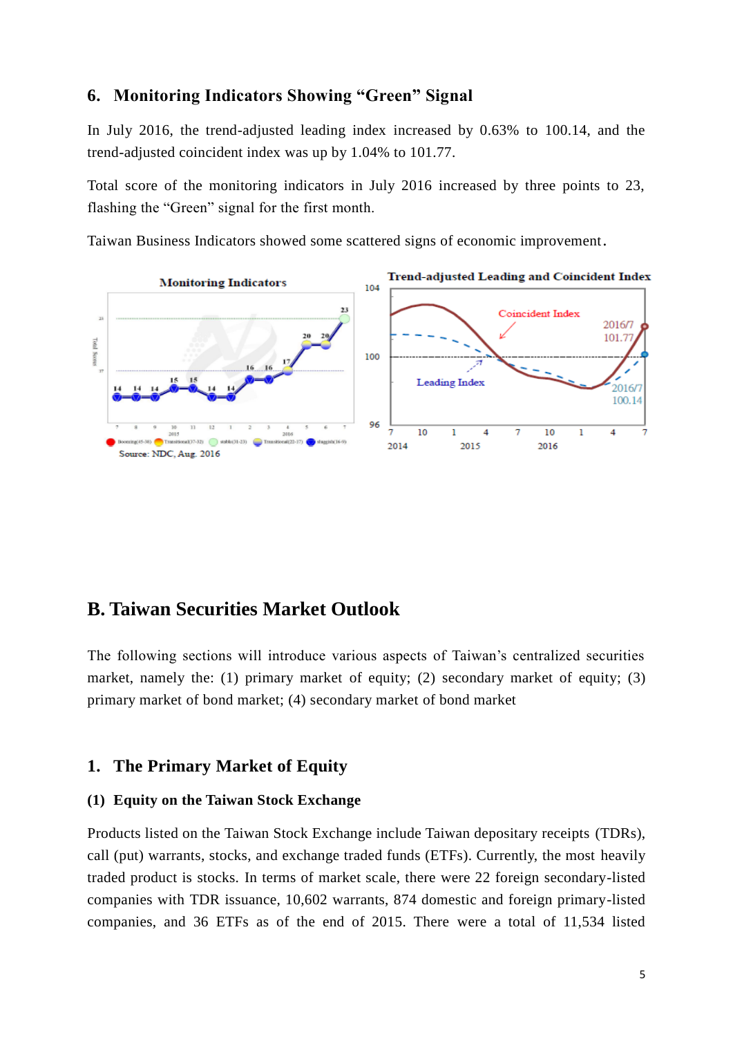## 6. Monitoring Indicators Showing "Green" Signal

In July 2016, the trend-adjusted leading index increased by 0.63% to 100.14, and the trend-adjusted coincident index was up by 1.04% to 101.77.

Total score of the monitoring indicators in July 2016 increased by three points to 23, flashing the "Green" signal for the first month.

Taiwan Business Indicators showed some scattered signs of economic improvement.

Monitoring Indicators

Source: NDC, Aug. 2016

Trend-adjusted Leading and Coincident Index

Coincident Index

2016/7
101.77

Leading Index

2016/7
100.14

# B. Taiwan Securities Market Outlook

The following sections will introduce various aspects of Taiwan's centralized securities market, namely the: (1) primary market of equity; (2) secondary market of equity; (3) primary market of bond market; (4) secondary market of bond market

## 1. The Primary Market of Equity

### (1) Equity on the Taiwan Stock Exchange

Products listed on the Taiwan Stock Exchange include Taiwan depositary receipts (TDRs), call (put) warrants, stocks, and exchange traded funds (ETFs). Currently, the most heavily traded product is stocks. In terms of market scale, there were 22 foreign secondary-listed companies with TDR issuance, 10,602 warrants, 874 domestic and foreign primary-listed companies, and 36 ETFs as of the end of 2015. There were a total of 11,534 listed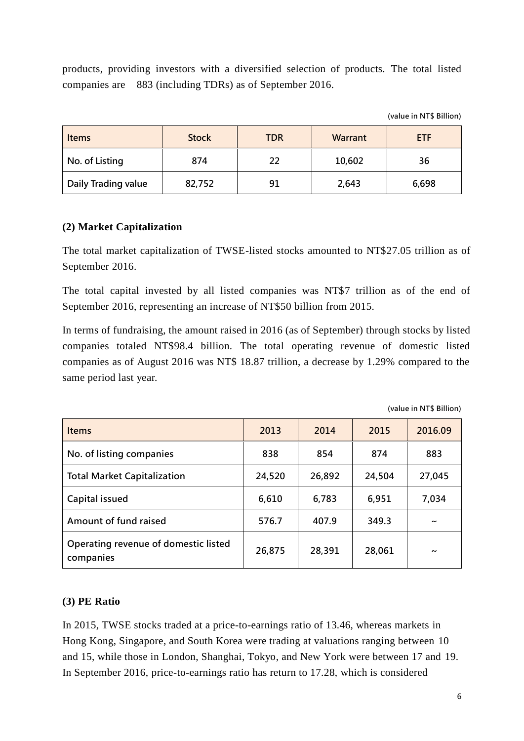products, providing investors with a diversified selection of products. The total listed companies are 883 (including TDRs) as of September 2016.

(value in NT$ Billion)

| Items | Stock | TDR | Warrant | ETF |
|---|---|---|---|---|
| No. of Listing | 874 | 22 | 10,602 | 36 |
| Daily Trading value | 82,752 | 91 | 2,643 | 6,698 |

### (2) Market Capitalization

The total market capitalization of TWSE-listed stocks amounted to NT$27.05 trillion as of September 2016.

The total capital invested by all listed companies was NT$7 trillion as of the end of September 2016, representing an increase of NT$50 billion from 2015.

In terms of fundraising, the amount raised in 2016 (as of September) through stocks by listed companies totaled NT$98.4 billion. The total operating revenue of domestic listed companies as of August 2016 was NT$ 18.87 trillion, a decrease by 1.29% compared to the same period last year.

(value in NT$ Billion)

| Items | 2013 | 2014 | 2015 | 2016.09 |
|---|---|---|---|---|
| No. of listing companies | 838 | 854 | 874 | 883 |
| Total Market Capitalization | 24,520 | 26,892 | 24,504 | 27,045 |
| Capital issued | 6,610 | 6,783 | 6,951 | 7,034 |
| Amount of fund raised | 576.7 | 407.9 | 349.3 | ~ |
| Operating revenue of domestic listed companies | 26,875 | 28,391 | 28,061 | ~ |

### (3) PE Ratio

In 2015, TWSE stocks traded at a price-to-earnings ratio of 13.46, whereas markets in Hong Kong, Singapore, and South Korea were trading at valuations ranging between 10 and 15, while those in London, Shanghai, Tokyo, and New York were between 17 and 19. In September 2016, price-to-earnings ratio has return to 17.28, which is considered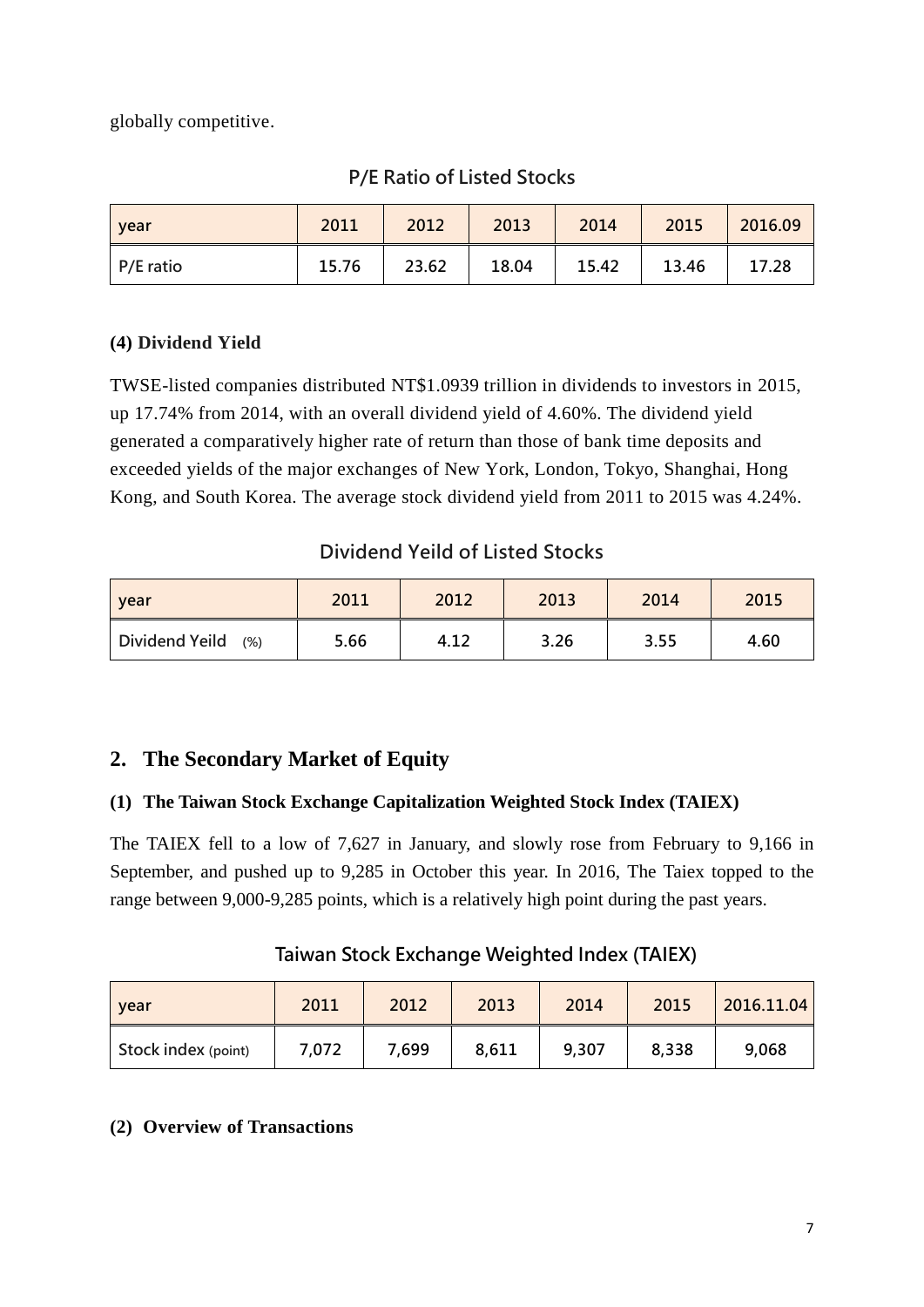globally competitive.

P/E Ratio of Listed Stocks

| year | 2011 | 2012 | 2013 | 2014 | 2015 | 2016.09 |
|---|---|---|---|---|---|---|
| P/E ratio | 15.76 | 23.62 | 18.04 | 15.42 | 13.46 | 17.28 |

**(4) Dividend Yield**

TWSE-listed companies distributed NT$1.0939 trillion in dividends to investors in 2015, up 17.74% from 2014, with an overall dividend yield of 4.60%. The dividend yield generated a comparatively higher rate of return than those of bank time deposits and exceeded yields of the major exchanges of New York, London, Tokyo, Shanghai, Hong Kong, and South Korea. The average stock dividend yield from 2011 to 2015 was 4.24%.

Dividend Yeild of Listed Stocks

| year | 2011 | 2012 | 2013 | 2014 | 2015 |
|---|---|---|---|---|---|
| Dividend Yeild (%) | 5.66 | 4.12 | 3.26 | 3.55 | 4.60 |

## 2. The Secondary Market of Equity

### (1) The Taiwan Stock Exchange Capitalization Weighted Stock Index (TAIEX)

The TAIEX fell to a low of 7,627 in January, and slowly rose from February to 9,166 in September, and pushed up to 9,285 in October this year. In 2016, The Taiex topped to the range between 9,000-9,285 points, which is a relatively high point during the past years.

Taiwan Stock Exchange Weighted Index (TAIEX)

| year | 2011 | 2012 | 2013 | 2014 | 2015 | 2016.11.04 |
|---|---|---|---|---|---|---|
| Stock index (point) | 7,072 | 7,699 | 8,611 | 9,307 | 8,338 | 9,068 |

### (2) Overview of Transactions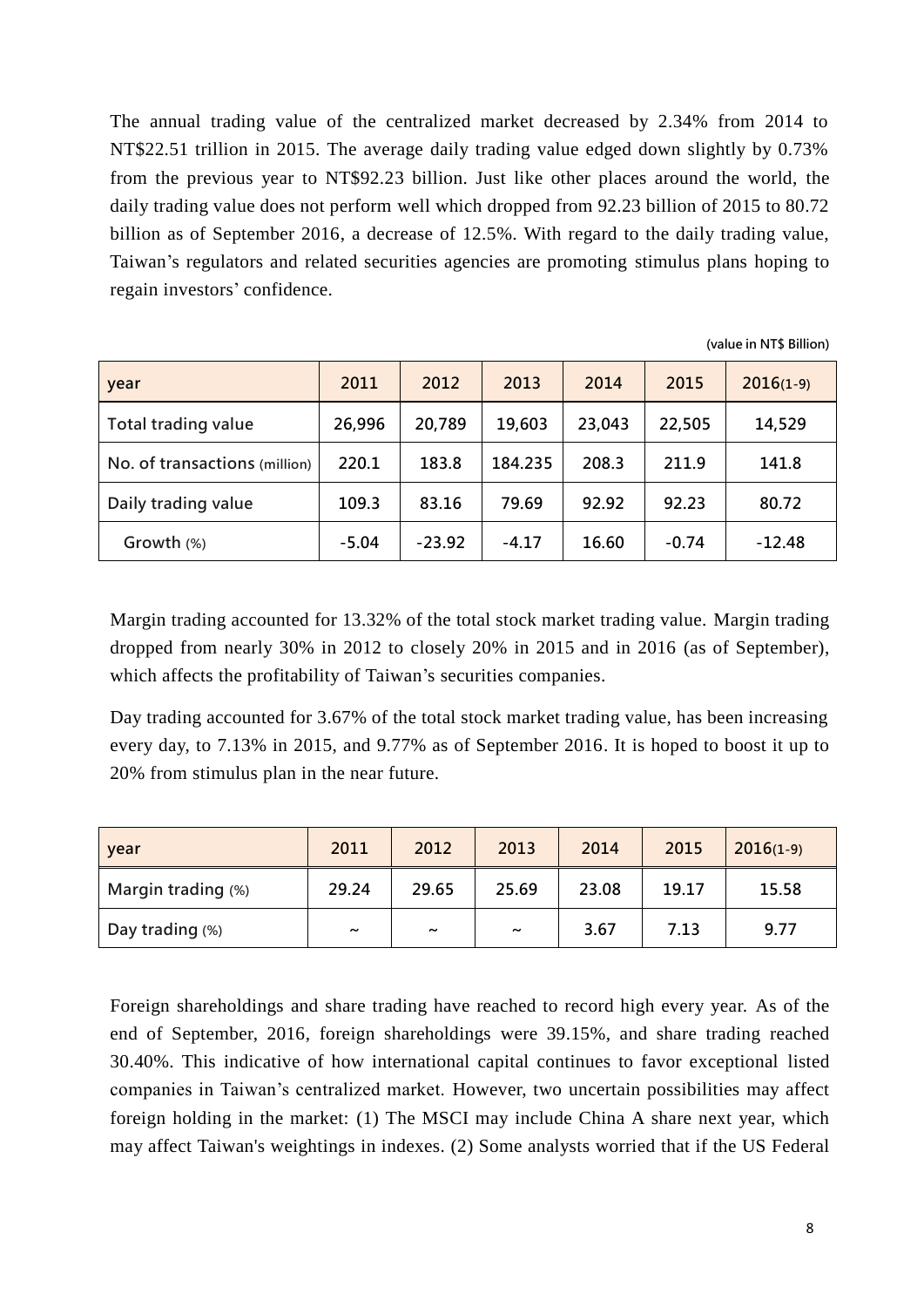The annual trading value of the centralized market decreased by 2.34% from 2014 to NT$22.51 trillion in 2015. The average daily trading value edged down slightly by 0.73% from the previous year to NT$92.23 billion. Just like other places around the world, the daily trading value does not perform well which dropped from 92.23 billion of 2015 to 80.72 billion as of September 2016, a decrease of 12.5%. With regard to the daily trading value, Taiwan's regulators and related securities agencies are promoting stimulus plans hoping to regain investors' confidence.

(value in NT$ Billion)

| year | 2011 | 2012 | 2013 | 2014 | 2015 | 2016(1-9) |
|---|---|---|---|---|---|---|
| Total trading value | 26,996 | 20,789 | 19,603 | 23,043 | 22,505 | 14,529 |
| No. of transactions (million) | 220.1 | 183.8 | 184.235 | 208.3 | 211.9 | 141.8 |
| Daily trading value | 109.3 | 83.16 | 79.69 | 92.92 | 92.23 | 80.72 |
| Growth (%) | -5.04 | -23.92 | -4.17 | 16.60 | -0.74 | -12.48 |

Margin trading accounted for 13.32% of the total stock market trading value. Margin trading dropped from nearly 30% in 2012 to closely 20% in 2015 and in 2016 (as of September), which affects the profitability of Taiwan's securities companies.

Day trading accounted for 3.67% of the total stock market trading value, has been increasing every day, to 7.13% in 2015, and 9.77% as of September 2016. It is hoped to boost it up to 20% from stimulus plan in the near future.

| year | 2011 | 2012 | 2013 | 2014 | 2015 | 2016(1-9) |
|---|---|---|---|---|---|---|
| Margin trading (%) | 29.24 | 29.65 | 25.69 | 23.08 | 19.17 | 15.58 |
| Day trading (%) | ~ | ~ | ~ | 3.67 | 7.13 | 9.77 |

Foreign shareholdings and share trading have reached to record high every year. As of the end of September, 2016, foreign shareholdings were 39.15%, and share trading reached 30.40%. This indicative of how international capital continues to favor exceptional listed companies in Taiwan's centralized market. However, two uncertain possibilities may affect foreign holding in the market: (1) The MSCI may include China A share next year, which may affect Taiwan's weightings in indexes. (2) Some analysts worried that if the US Federal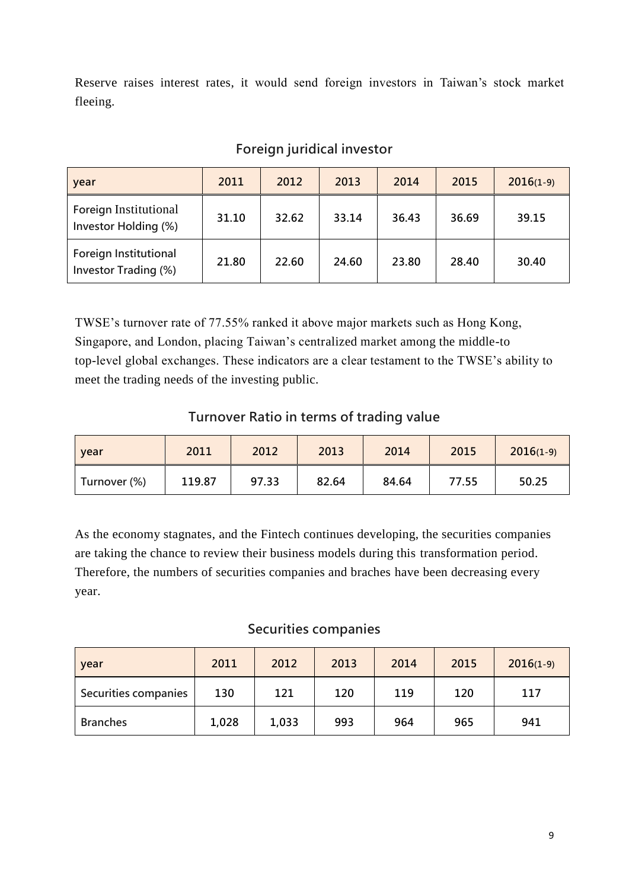Reserve raises interest rates, it would send foreign investors in Taiwan's stock market fleeing.

### Foreign juridical investor

| year | 2011 | 2012 | 2013 | 2014 | 2015 | 2016(1-9) |
|---|---|---|---|---|---|---|
| Foreign Institutional Investor Holding (%) | 31.10 | 32.62 | 33.14 | 36.43 | 36.69 | 39.15 |
| Foreign Institutional Investor Trading (%) | 21.80 | 22.60 | 24.60 | 23.80 | 28.40 | 30.40 |

TWSE's turnover rate of 77.55% ranked it above major markets such as Hong Kong, Singapore, and London, placing Taiwan's centralized market among the middle-to top-level global exchanges. These indicators are a clear testament to the TWSE's ability to meet the trading needs of the investing public.

### Turnover Ratio in terms of trading value

| year | 2011 | 2012 | 2013 | 2014 | 2015 | 2016(1-9) |
|---|---|---|---|---|---|---|
| Turnover (%) | 119.87 | 97.33 | 82.64 | 84.64 | 77.55 | 50.25 |

As the economy stagnates, and the Fintech continues developing, the securities companies are taking the chance to review their business models during this transformation period. Therefore, the numbers of securities companies and braches have been decreasing every year.

### Securities companies

| year | 2011 | 2012 | 2013 | 2014 | 2015 | 2016(1-9) |
|---|---|---|---|---|---|---|
| Securities companies | 130 | 121 | 120 | 119 | 120 | 117 |
| Branches | 1,028 | 1,033 | 993 | 964 | 965 | 941 |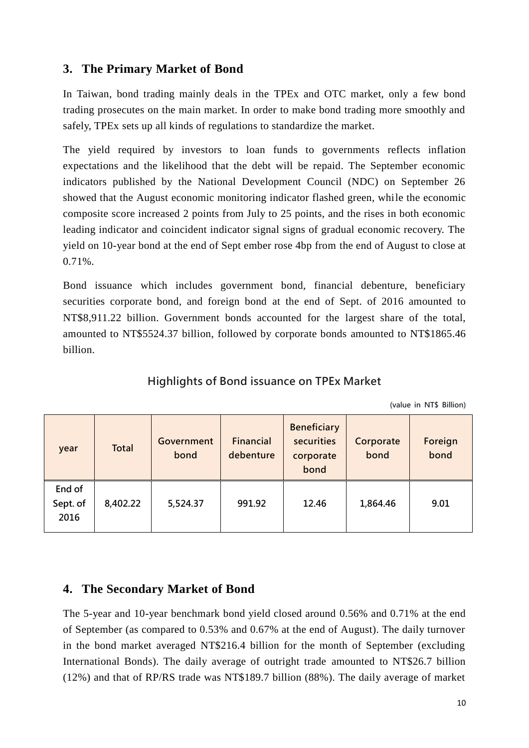## 3. The Primary Market of Bond

In Taiwan, bond trading mainly deals in the TPEx and OTC market, only a few bond trading prosecutes on the main market. In order to make bond trading more smoothly and safely, TPEx sets up all kinds of regulations to standardize the market.

The yield required by investors to loan funds to governments reflects inflation expectations and the likelihood that the debt will be repaid. The September economic indicators published by the National Development Council (NDC) on September 26 showed that the August economic monitoring indicator flashed green, while the economic composite score increased 2 points from July to 25 points, and the rises in both economic leading indicator and coincident indicator signal signs of gradual economic recovery. The yield on 10-year bond at the end of Sept ember rose 4bp from the end of August to close at 0.71%.

Bond issuance which includes government bond, financial debenture, beneficiary securities corporate bond, and foreign bond at the end of Sept. of 2016 amounted to NT$8,911.22 billion. Government bonds accounted for the largest share of the total, amounted to NT$5524.37 billion, followed by corporate bonds amounted to NT$1865.46 billion.

**Highlights of Bond issuance on TPEx Market**

(value in NT$ Billion)

| year | Total | Government bond | Financial debenture | Beneficiary securities corporate bond | Corporate bond | Foreign bond |
|---|---|---|---|---|---|---|
| End of Sept. of 2016 | 8,402.22 | 5,524.37 | 991.92 | 12.46 | 1,864.46 | 9.01 |

## 4. The Secondary Market of Bond

The 5-year and 10-year benchmark bond yield closed around 0.56% and 0.71% at the end of September (as compared to 0.53% and 0.67% at the end of August). The daily turnover in the bond market averaged NT$216.4 billion for the month of September (excluding International Bonds). The daily average of outright trade amounted to NT$26.7 billion (12%) and that of RP/RS trade was NT$189.7 billion (88%). The daily average of market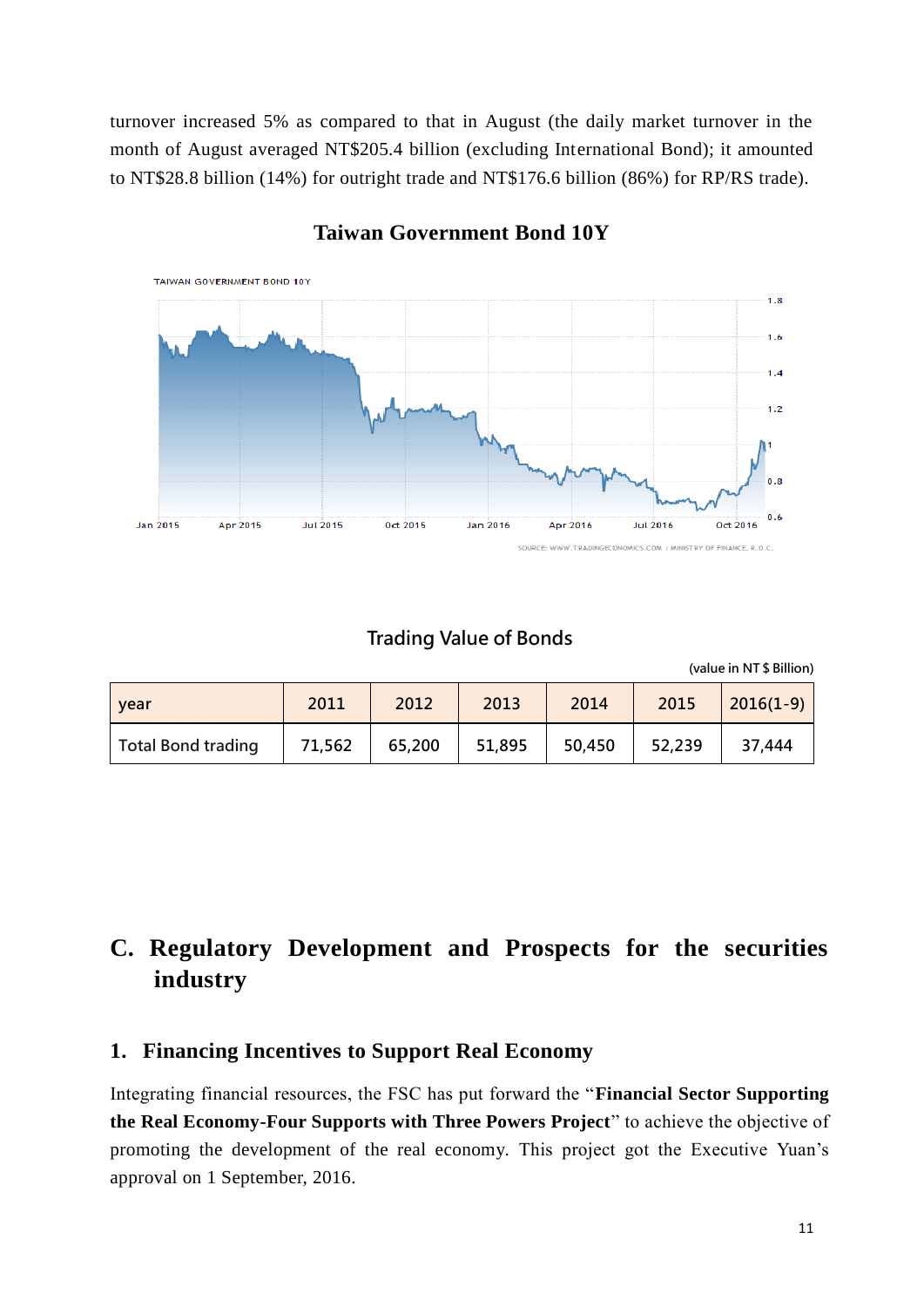turnover increased 5% as compared to that in August (the daily market turnover in the month of August averaged NT$205.4 billion (excluding International Bond); it amounted to NT$28.8 billion (14%) for outright trade and NT$176.6 billion (86%) for RP/RS trade).

**Taiwan Government Bond 10Y**

TAIWAN GOVERNMENT BOND 10Y

1.8
1.6
1.4
1.2
1
0.8
0.6

Jan 2015 Apr 2015 Jul 2015 Oct 2015 Jan 2016 Apr 2016 Jul 2016 Oct 2016

SOURCE: WWW.TRADINGECONOMICS.COM | MINISTRY OF FINANCE, R.O.C.

**Trading Value of Bonds**

(value in NT $ Billion)

| year | 2011 | 2012 | 2013 | 2014 | 2015 | 2016(1-9) |
|---|---|---|---|---|---|---|
| Total Bond trading | 71,562 | 65,200 | 51,895 | 50,450 | 52,239 | 37,444 |

# C. Regulatory Development and Prospects for the securities industry

## 1. Financing Incentives to Support Real Economy

Integrating financial resources, the FSC has put forward the "**Financial Sector Supporting the Real Economy-Four Supports with Three Powers Project**" to achieve the objective of promoting the development of the real economy. This project got the Executive Yuan's approval on 1 September, 2016.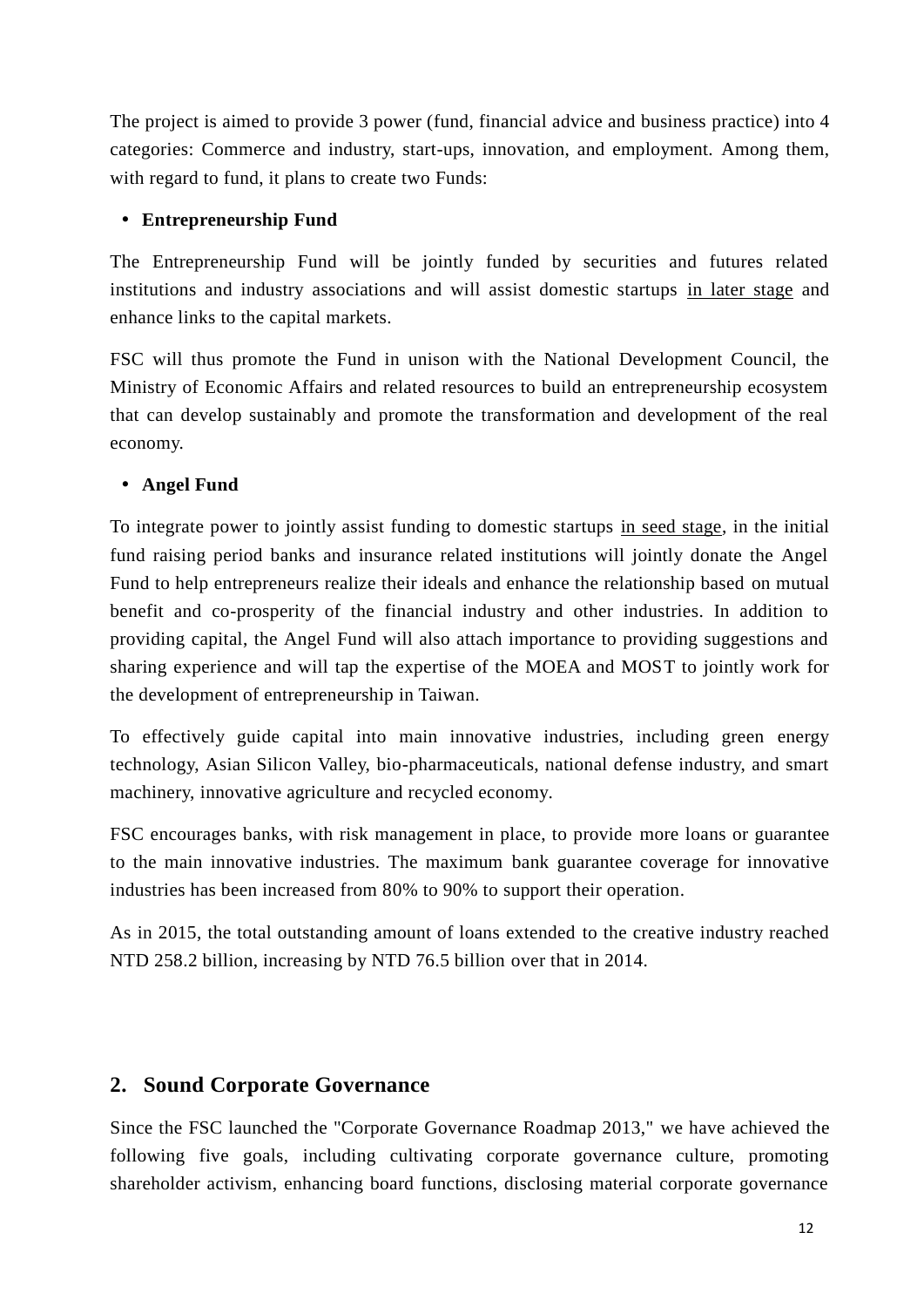The project is aimed to provide 3 power (fund, financial advice and business practice) into 4 categories: Commerce and industry, start-ups, innovation, and employment. Among them, with regard to fund, it plans to create two Funds:

- **Entrepreneurship Fund**

The Entrepreneurship Fund will be jointly funded by securities and futures related institutions and industry associations and will assist domestic startups <u>in later stage</u> and enhance links to the capital markets.

FSC will thus promote the Fund in unison with the National Development Council, the Ministry of Economic Affairs and related resources to build an entrepreneurship ecosystem that can develop sustainably and promote the transformation and development of the real economy.

- **Angel Fund**

To integrate power to jointly assist funding to domestic startups <u>in seed stage</u>, in the initial fund raising period banks and insurance related institutions will jointly donate the Angel Fund to help entrepreneurs realize their ideals and enhance the relationship based on mutual benefit and co-prosperity of the financial industry and other industries. In addition to providing capital, the Angel Fund will also attach importance to providing suggestions and sharing experience and will tap the expertise of the MOEA and MOST to jointly work for the development of entrepreneurship in Taiwan.

To effectively guide capital into main innovative industries, including green energy technology, Asian Silicon Valley, bio-pharmaceuticals, national defense industry, and smart machinery, innovative agriculture and recycled economy.

FSC encourages banks, with risk management in place, to provide more loans or guarantee to the main innovative industries. The maximum bank guarantee coverage for innovative industries has been increased from 80% to 90% to support their operation.

As in 2015, the total outstanding amount of loans extended to the creative industry reached NTD 258.2 billion, increasing by NTD 76.5 billion over that in 2014.

## 2. Sound Corporate Governance

Since the FSC launched the "Corporate Governance Roadmap 2013," we have achieved the following five goals, including cultivating corporate governance culture, promoting shareholder activism, enhancing board functions, disclosing material corporate governance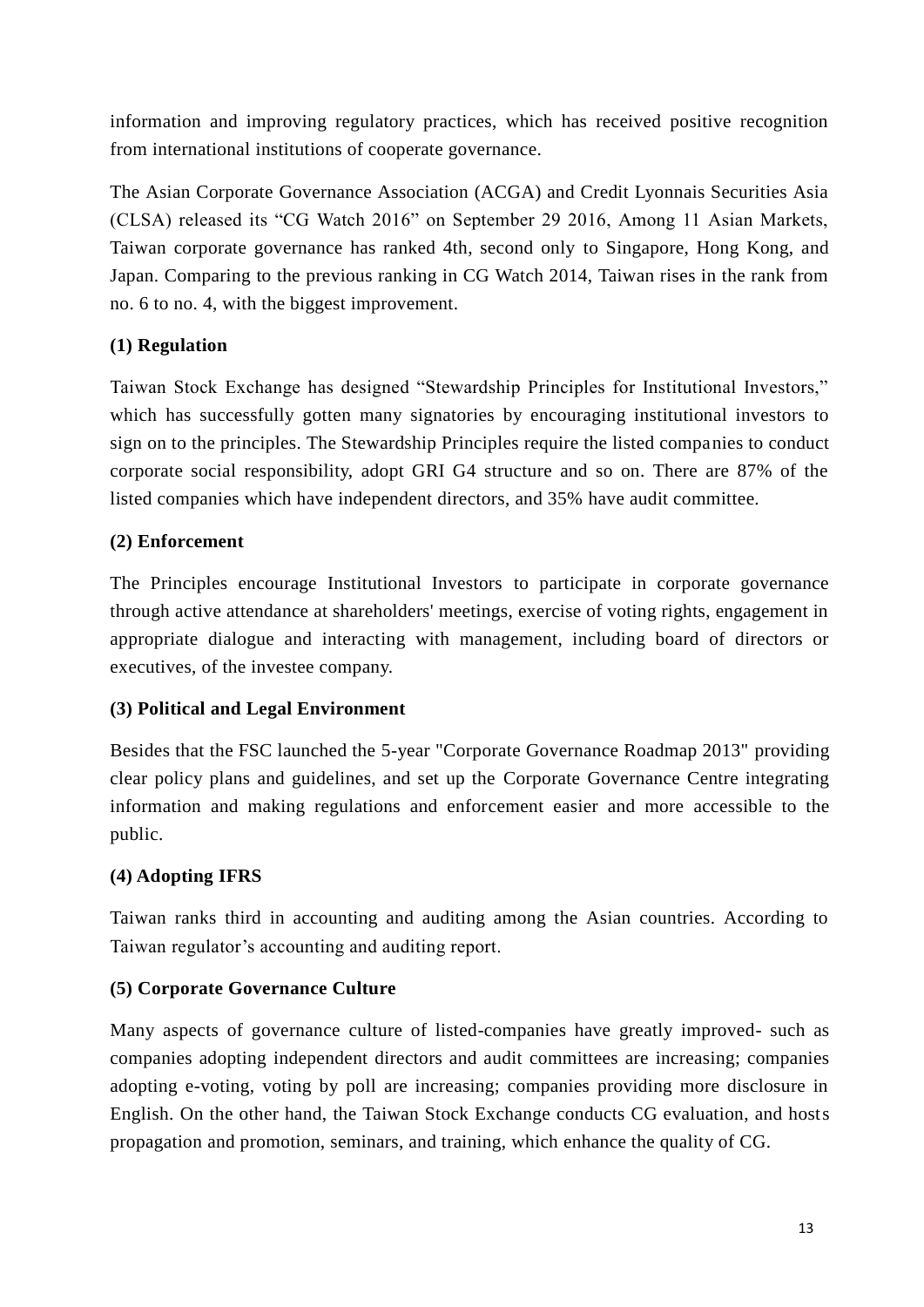information and improving regulatory practices, which has received positive recognition from international institutions of cooperate governance.

The Asian Corporate Governance Association (ACGA) and Credit Lyonnais Securities Asia (CLSA) released its “CG Watch 2016” on September 29 2016, Among 11 Asian Markets, Taiwan corporate governance has ranked 4th, second only to Singapore, Hong Kong, and Japan. Comparing to the previous ranking in CG Watch 2014, Taiwan rises in the rank from no. 6 to no. 4, with the biggest improvement.

**(1) Regulation**

Taiwan Stock Exchange has designed “Stewardship Principles for Institutional Investors,” which has successfully gotten many signatories by encouraging institutional investors to sign on to the principles. The Stewardship Principles require the listed companies to conduct corporate social responsibility, adopt GRI G4 structure and so on. There are 87% of the listed companies which have independent directors, and 35% have audit committee.

**(2) Enforcement**

The Principles encourage Institutional Investors to participate in corporate governance through active attendance at shareholders' meetings, exercise of voting rights, engagement in appropriate dialogue and interacting with management, including board of directors or executives, of the investee company.

**(3) Political and Legal Environment**

Besides that the FSC launched the 5-year "Corporate Governance Roadmap 2013" providing clear policy plans and guidelines, and set up the Corporate Governance Centre integrating information and making regulations and enforcement easier and more accessible to the public.

**(4) Adopting IFRS**

Taiwan ranks third in accounting and auditing among the Asian countries. According to Taiwan regulator’s accounting and auditing report.

**(5) Corporate Governance Culture**

Many aspects of governance culture of listed-companies have greatly improved- such as companies adopting independent directors and audit committees are increasing; companies adopting e-voting, voting by poll are increasing; companies providing more disclosure in English. On the other hand, the Taiwan Stock Exchange conducts CG evaluation, and hosts propagation and promotion, seminars, and training, which enhance the quality of CG.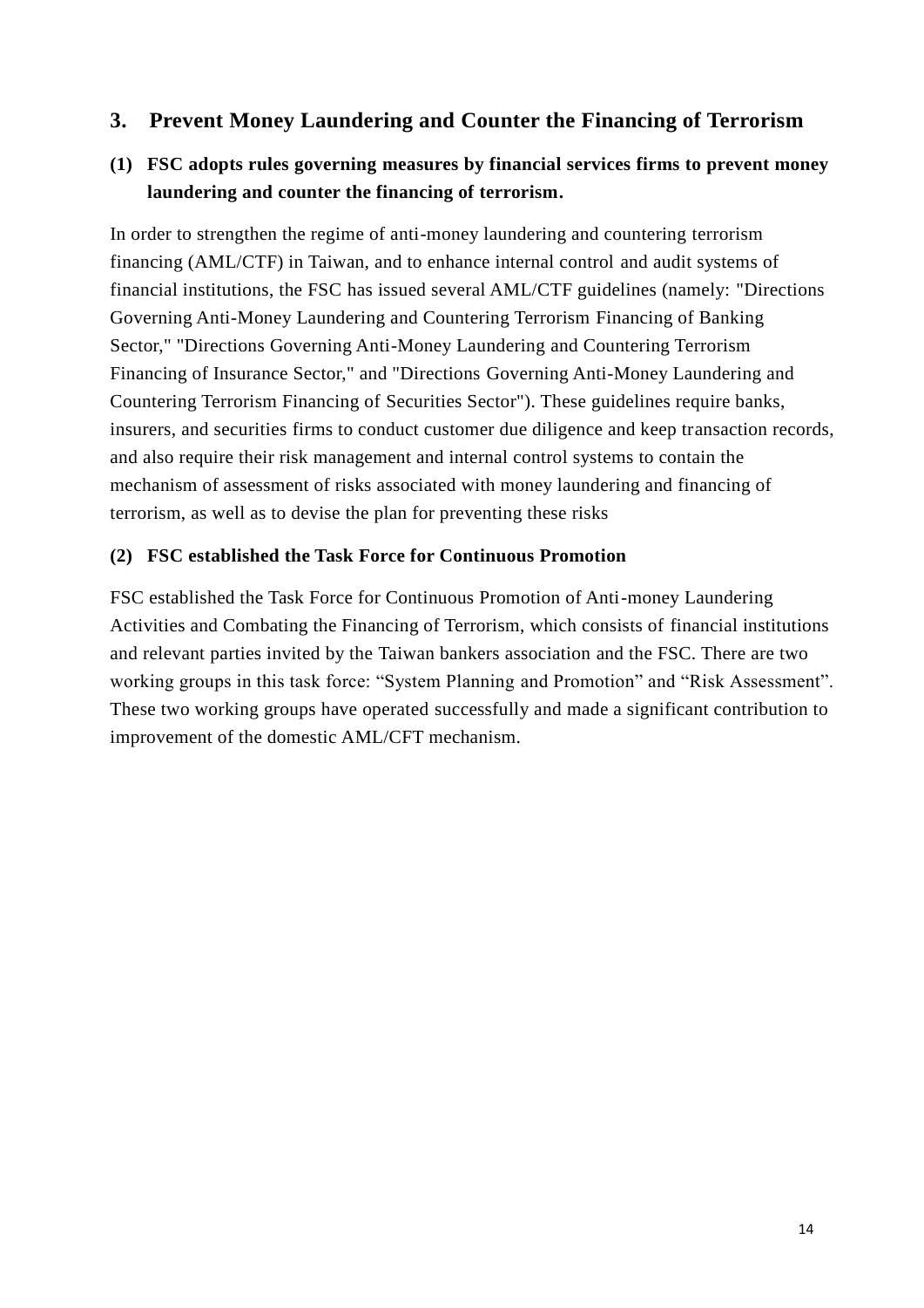## 3. Prevent Money Laundering and Counter the Financing of Terrorism

### (1) FSC adopts rules governing measures by financial services firms to prevent money laundering and counter the financing of terrorism.

In order to strengthen the regime of anti-money laundering and countering terrorism financing (AML/CTF) in Taiwan, and to enhance internal control and audit systems of financial institutions, the FSC has issued several AML/CTF guidelines (namely: "Directions Governing Anti-Money Laundering and Countering Terrorism Financing of Banking Sector," "Directions Governing Anti-Money Laundering and Countering Terrorism Financing of Insurance Sector," and "Directions Governing Anti-Money Laundering and Countering Terrorism Financing of Securities Sector"). These guidelines require banks, insurers, and securities firms to conduct customer due diligence and keep transaction records, and also require their risk management and internal control systems to contain the mechanism of assessment of risks associated with money laundering and financing of terrorism, as well as to devise the plan for preventing these risks

### (2) FSC established the Task Force for Continuous Promotion

FSC established the Task Force for Continuous Promotion of Anti-money Laundering Activities and Combating the Financing of Terrorism, which consists of financial institutions and relevant parties invited by the Taiwan bankers association and the FSC. There are two working groups in this task force: "System Planning and Promotion" and "Risk Assessment". These two working groups have operated successfully and made a significant contribution to improvement of the domestic AML/CFT mechanism.